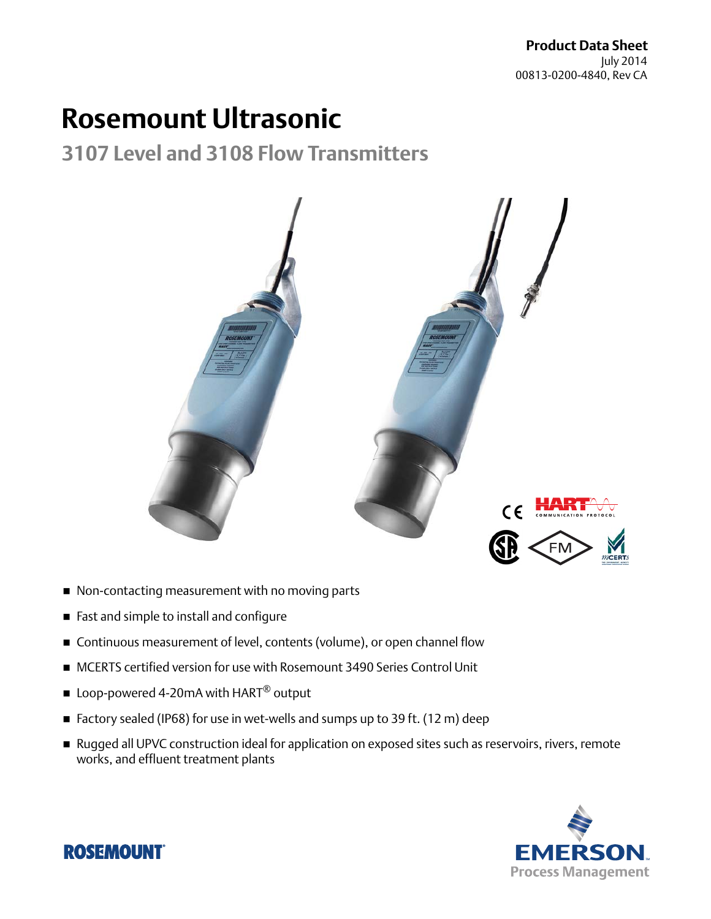**Product Data Sheet**
July 2014
00813-0200-4840, Rev CA

# Rosemount Ultrasonic

## 3107 Level and 3108 Flow Transmitters

- Non-contacting measurement with no moving parts
- Fast and simple to install and configure
- Continuous measurement of level, contents (volume), or open channel flow
- MCERTS certified version for use with Rosemount 3490 Series Control Unit
- Loop-powered 4-20mA with HART® output
- Factory sealed (IP68) for use in wet-wells and sumps up to 39 ft. (12 m) deep
- Rugged all UPVC construction ideal for application on exposed sites such as reservoirs, rivers, remote works, and effluent treatment plants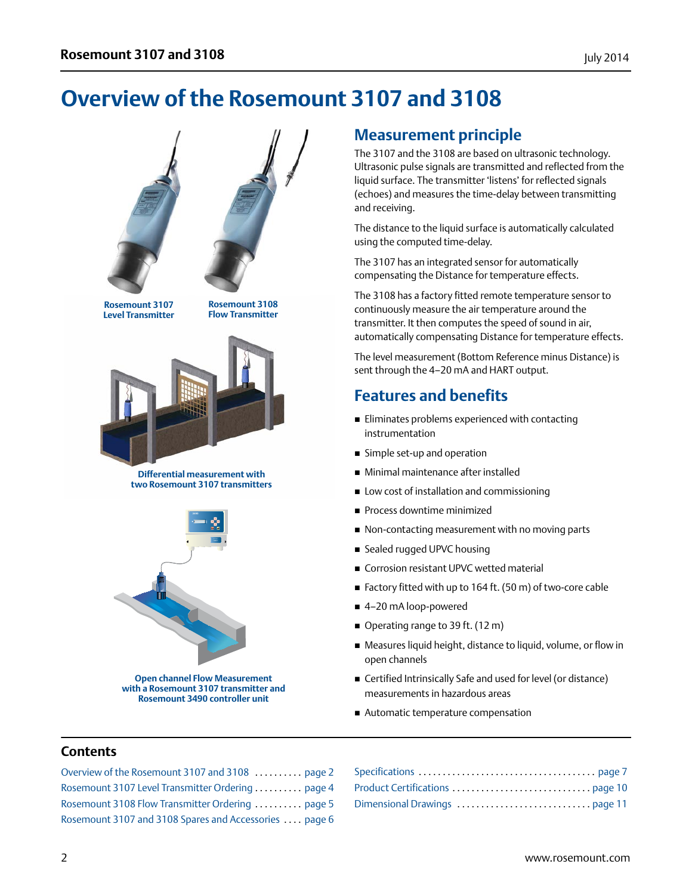# Overview of the Rosemount 3107 and 3108

Rosemount 3107 Level Transmitter

Rosemount 3108 Flow Transmitter

Differential measurement with two Rosemount 3107 transmitters

Open channel Flow Measurement with a Rosemount 3107 transmitter and Rosemount 3490 controller unit

## Measurement principle

The 3107 and the 3108 are based on ultrasonic technology. Ultrasonic pulse signals are transmitted and reflected from the liquid surface. The transmitter 'listens' for reflected signals (echoes) and measures the time-delay between transmitting and receiving.

The distance to the liquid surface is automatically calculated using the computed time-delay.

The 3107 has an integrated sensor for automatically compensating the Distance for temperature effects.

The 3108 has a factory fitted remote temperature sensor to continuously measure the air temperature around the transmitter. It then computes the speed of sound in air, automatically compensating Distance for temperature effects.

The level measurement (Bottom Reference minus Distance) is sent through the 4–20 mA and HART output.

## Features and benefits

- Eliminates problems experienced with contacting instrumentation
- Simple set-up and operation
- Minimal maintenance after installed
- Low cost of installation and commissioning
- Process downtime minimized
- Non-contacting measurement with no moving parts
- Sealed rugged UPVC housing
- Corrosion resistant UPVC wetted material
- Factory fitted with up to 164 ft. (50 m) of two-core cable
- 4–20 mA loop-powered
- Operating range to 39 ft. (12 m)
- Measures liquid height, distance to liquid, volume, or flow in open channels
- Certified Intrinsically Safe and used for level (or distance) measurements in hazardous areas
- Automatic temperature compensation

## Contents

Overview of the Rosemount 3107 and 3108 .......... page 2
Rosemount 3107 Level Transmitter Ordering .......... page 4
Rosemount 3108 Flow Transmitter Ordering .......... page 5
Rosemount 3107 and 3108 Spares and Accessories .... page 6
Specifications .................................... page 7
Product Certifications ............................ page 10
Dimensional Drawings ............................ page 11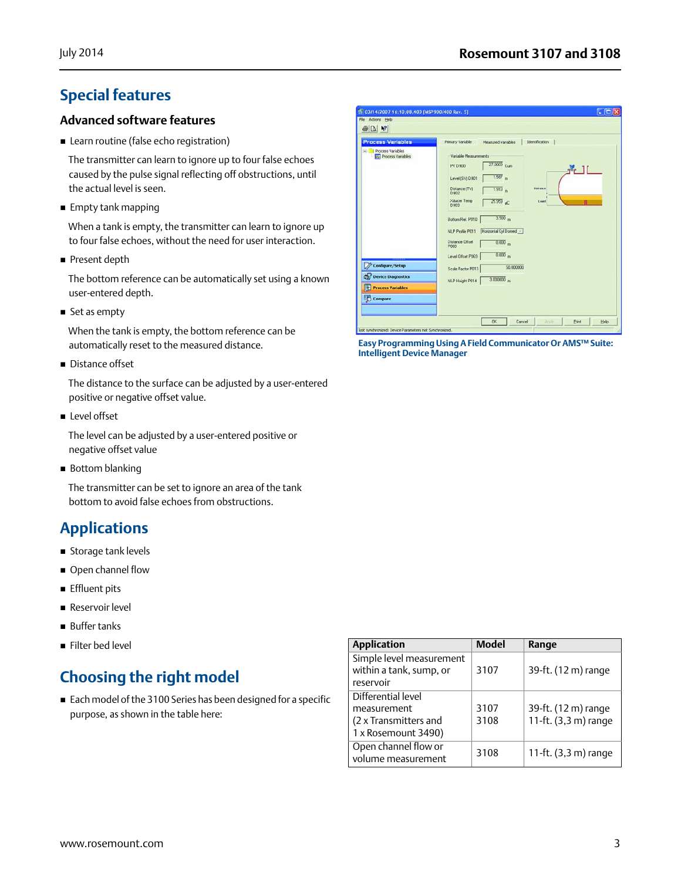## Special features

### Advanced software features

- Learn routine (false echo registration)

  The transmitter can learn to ignore up to four false echoes caused by the pulse signal reflecting off obstructions, until the actual level is seen.

- Empty tank mapping

  When a tank is empty, the transmitter can learn to ignore up to four false echoes, without the need for user interaction.

- Present depth

  The bottom reference can be automatically set using a known user-entered depth.

- Set as empty

  When the tank is empty, the bottom reference can be automatically reset to the measured distance.

- Distance offset

  The distance to the surface can be adjusted by a user-entered positive or negative offset value.

- Level offset

  The level can be adjusted by a user-entered positive or negative offset value

- Bottom blanking

  The transmitter can be set to ignore an area of the tank bottom to avoid false echoes from obstructions.

**Easy Programming Using A Field Communicator Or AMS™ Suite: Intelligent Device Manager**

## Applications

- Storage tank levels
- Open channel flow
- Effluent pits
- Reservoir level
- Buffer tanks
- Filter bed level

## Choosing the right model

- Each model of the 3100 Series has been designed for a specific purpose, as shown in the table here:

| Application | Model | Range |
|---|---|---|
| Simple level measurement within a tank, sump, or reservoir | 3107 | 39-ft. (12 m) range |
| Differential level measurement (2 x Transmitters and 1 x Rosemount 3490) | 3107<br>3108 | 39-ft. (12 m) range<br>11-ft. (3,3 m) range |
| Open channel flow or volume measurement | 3108 | 11-ft. (3,3 m) range |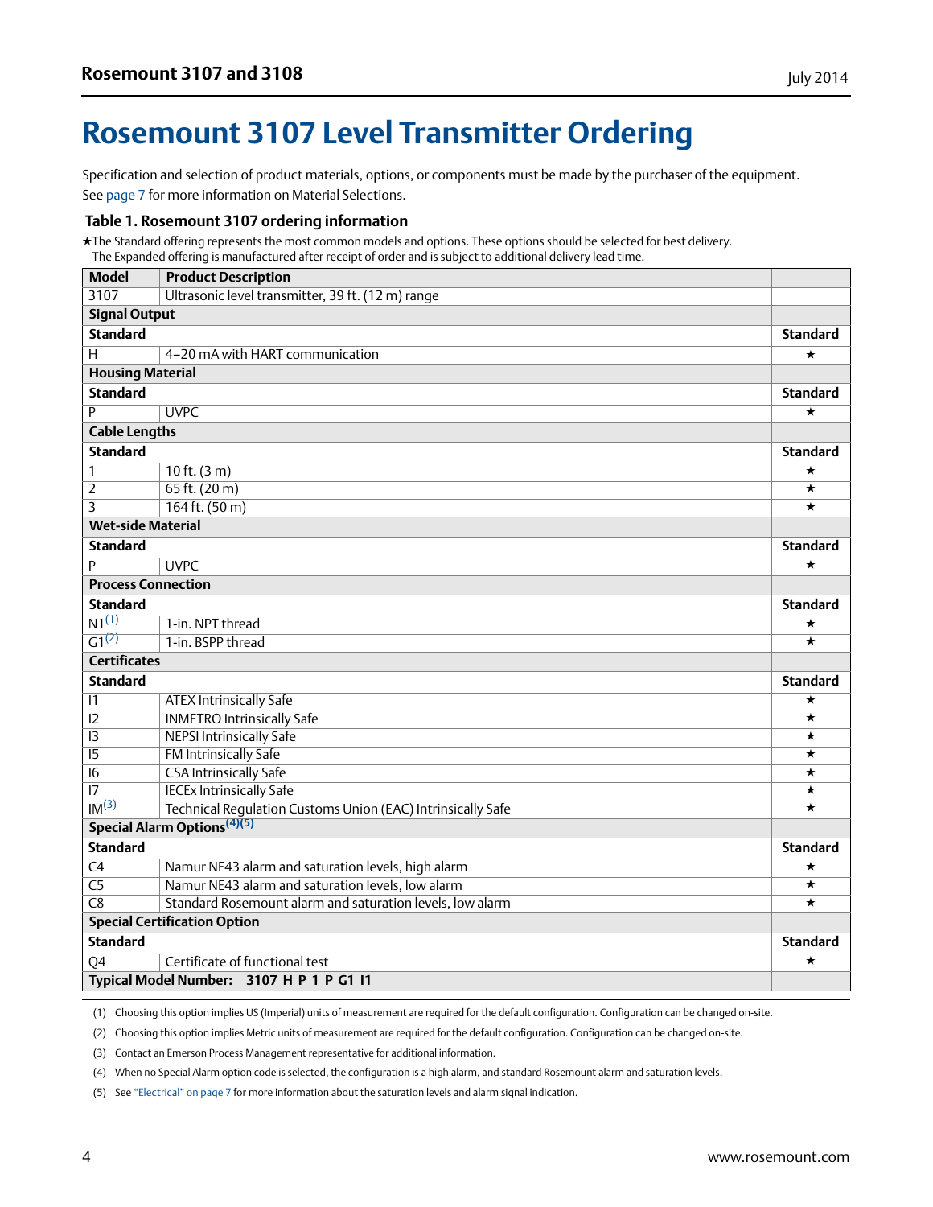# Rosemount 3107 Level Transmitter Ordering

Specification and selection of product materials, options, or components must be made by the purchaser of the equipment. See page 7 for more information on Material Selections.

### Table 1. Rosemount 3107 ordering information

★The Standard offering represents the most common models and options. These options should be selected for best delivery.
The Expanded offering is manufactured after receipt of order and is subject to additional delivery lead time.

| Model | Product Description | |
|---|---|---|
| 3107 | Ultrasonic level transmitter, 39 ft. (12 m) range | |
| **Signal Output** | | |
| **Standard** | | **Standard** |
| H | 4–20 mA with HART communication | ★ |
| **Housing Material** | | |
| **Standard** | | **Standard** |
| P | UVPC | ★ |
| **Cable Lengths** | | |
| **Standard** | | **Standard** |
| 1 | 10 ft. (3 m) | ★ |
| 2 | 65 ft. (20 m) | ★ |
| 3 | 164 ft. (50 m) | ★ |
| **Wet-side Material** | | |
| **Standard** | | **Standard** |
| P | UVPC | ★ |
| **Process Connection** | | |
| **Standard** | | **Standard** |
| N1[1] | 1-in. NPT thread | ★ |
| G1[2] | 1-in. BSPP thread | ★ |
| **Certificates** | | |
| **Standard** | | **Standard** |
| I1 | ATEX Intrinsically Safe | ★ |
| I2 | INMETRO Intrinsically Safe | ★ |
| I3 | NEPSI Intrinsically Safe | ★ |
| I5 | FM Intrinsically Safe | ★ |
| I6 | CSA Intrinsically Safe | ★ |
| I7 | IECEx Intrinsically Safe | ★ |
| IM[3] | Technical Regulation Customs Union (EAC) Intrinsically Safe | ★ |
| **Special Alarm Options[4][5]** | | |
| **Standard** | | **Standard** |
| C4 | Namur NE43 alarm and saturation levels, high alarm | ★ |
| C5 | Namur NE43 alarm and saturation levels, low alarm | ★ |
| C8 | Standard Rosemount alarm and saturation levels, low alarm | ★ |
| **Special Certification Option** | | |
| **Standard** | | **Standard** |
| Q4 | Certificate of functional test | ★ |
| **Typical Model Number: 3107 H P 1 P G1 I1** | | |

(1) Choosing this option implies US (Imperial) units of measurement are required for the default configuration. Configuration can be changed on-site.

(2) Choosing this option implies Metric units of measurement are required for the default configuration. Configuration can be changed on-site.

(3) Contact an Emerson Process Management representative for additional information.

(4) When no Special Alarm option code is selected, the configuration is a high alarm, and standard Rosemount alarm and saturation levels.

(5) See "Electrical" on page 7 for more information about the saturation levels and alarm signal indication.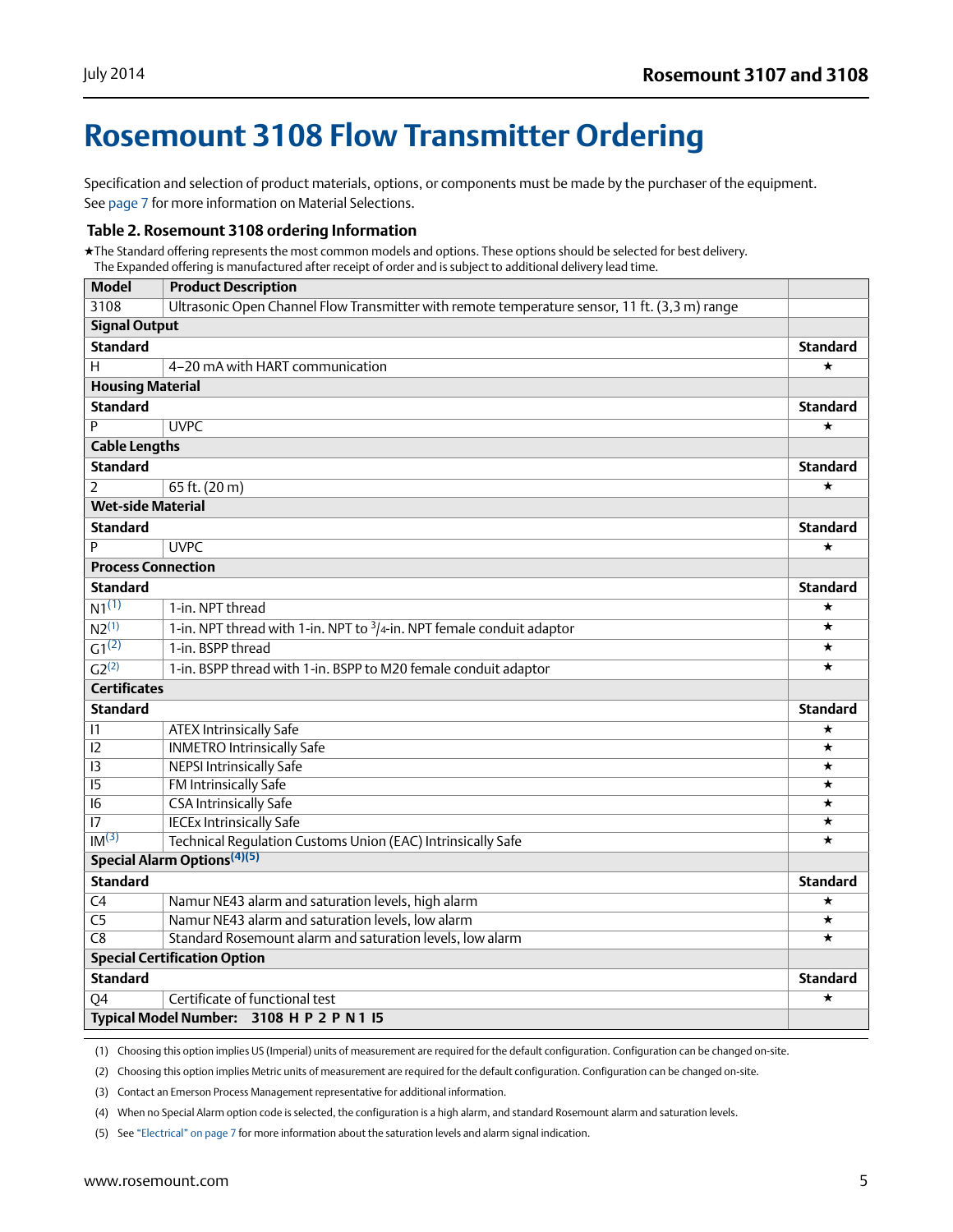# Rosemount 3108 Flow Transmitter Ordering

Specification and selection of product materials, options, or components must be made by the purchaser of the equipment. See page 7 for more information on Material Selections.

### Table 2. Rosemount 3108 ordering Information

★The Standard offering represents the most common models and options. These options should be selected for best delivery.
The Expanded offering is manufactured after receipt of order and is subject to additional delivery lead time.

| Model | Product Description | |
|---|---|---|
| 3108 | Ultrasonic Open Channel Flow Transmitter with remote temperature sensor, 11 ft. (3,3 m) range | |
| **Signal Output** | | |
| **Standard** | | **Standard** |
| H | 4–20 mA with HART communication | ★ |
| **Housing Material** | | |
| **Standard** | | **Standard** |
| P | UVPC | ★ |
| **Cable Lengths** | | |
| **Standard** | | **Standard** |
| 2 | 65 ft. (20 m) | ★ |
| **Wet-side Material** | | |
| **Standard** | | **Standard** |
| P | UVPC | ★ |
| **Process Connection** | | |
| **Standard** | | **Standard** |
| N1(1) | 1-in. NPT thread | ★ |
| N2(1) | 1-in. NPT thread with 1-in. NPT to 3/4-in. NPT female conduit adaptor | ★ |
| G1(2) | 1-in. BSPP thread | ★ |
| G2(2) | 1-in. BSPP thread with 1-in. BSPP to M20 female conduit adaptor | ★ |
| **Certificates** | | |
| **Standard** | | **Standard** |
| I1 | ATEX Intrinsically Safe | ★ |
| I2 | INMETRO Intrinsically Safe | ★ |
| I3 | NEPSI Intrinsically Safe | ★ |
| I5 | FM Intrinsically Safe | ★ |
| I6 | CSA Intrinsically Safe | ★ |
| I7 | IECEx Intrinsically Safe | ★ |
| IM(3) | Technical Regulation Customs Union (EAC) Intrinsically Safe | ★ |
| **Special Alarm Options(4)(5)** | | |
| **Standard** | | **Standard** |
| C4 | Namur NE43 alarm and saturation levels, high alarm | ★ |
| C5 | Namur NE43 alarm and saturation levels, low alarm | ★ |
| C8 | Standard Rosemount alarm and saturation levels, low alarm | ★ |
| **Special Certification Option** | | |
| **Standard** | | **Standard** |
| Q4 | Certificate of functional test | ★ |
| **Typical Model Number: 3108 H P 2 P N1 I5** | | |

(1) Choosing this option implies US (Imperial) units of measurement are required for the default configuration. Configuration can be changed on-site.

(2) Choosing this option implies Metric units of measurement are required for the default configuration. Configuration can be changed on-site.

(3) Contact an Emerson Process Management representative for additional information.

(4) When no Special Alarm option code is selected, the configuration is a high alarm, and standard Rosemount alarm and saturation levels.

(5) See "Electrical" on page 7 for more information about the saturation levels and alarm signal indication.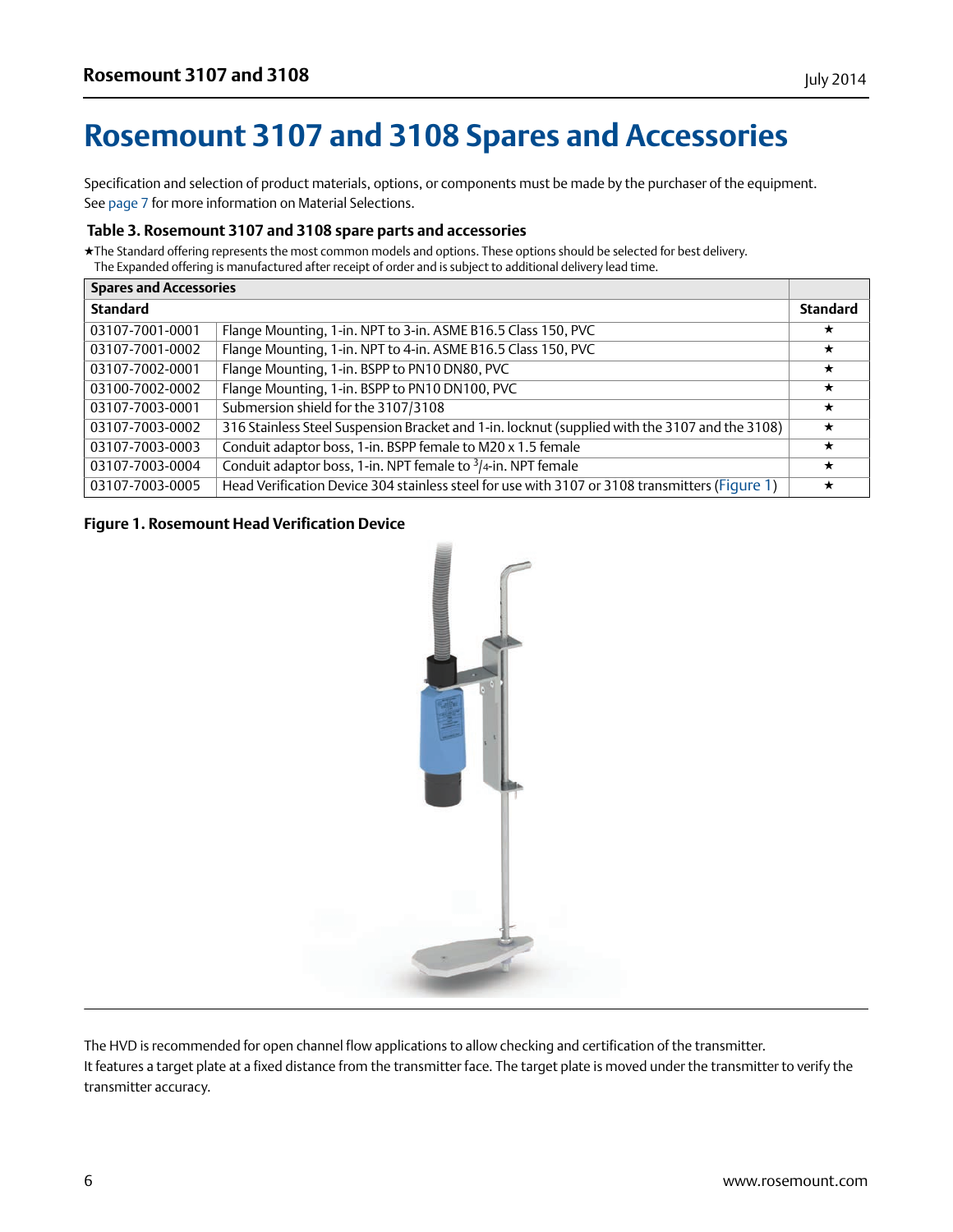# Rosemount 3107 and 3108 Spares and Accessories

Specification and selection of product materials, options, or components must be made by the purchaser of the equipment. See page 7 for more information on Material Selections.

**Table 3. Rosemount 3107 and 3108 spare parts and accessories**

★The Standard offering represents the most common models and options. These options should be selected for best delivery.
The Expanded offering is manufactured after receipt of order and is subject to additional delivery lead time.

| Spares and Accessories | | |
|---|---|---|
| **Standard** | | **Standard** |
| 03107-7001-0001 | Flange Mounting, 1-in. NPT to 3-in. ASME B16.5 Class 150, PVC | ★ |
| 03107-7001-0002 | Flange Mounting, 1-in. NPT to 4-in. ASME B16.5 Class 150, PVC | ★ |
| 03107-7002-0001 | Flange Mounting, 1-in. BSPP to PN10 DN80, PVC | ★ |
| 03100-7002-0002 | Flange Mounting, 1-in. BSPP to PN10 DN100, PVC | ★ |
| 03107-7003-0001 | Submersion shield for the 3107/3108 | ★ |
| 03107-7003-0002 | 316 Stainless Steel Suspension Bracket and 1-in. locknut (supplied with the 3107 and the 3108) | ★ |
| 03107-7003-0003 | Conduit adaptor boss, 1-in. BSPP female to M20 x 1.5 female | ★ |
| 03107-7003-0004 | Conduit adaptor boss, 1-in. NPT female to 3/4-in. NPT female | ★ |
| 03107-7003-0005 | Head Verification Device 304 stainless steel for use with 3107 or 3108 transmitters (Figure 1) | ★ |

**Figure 1. Rosemount Head Verification Device**

The HVD is recommended for open channel flow applications to allow checking and certification of the transmitter. It features a target plate at a fixed distance from the transmitter face. The target plate is moved under the transmitter to verify the transmitter accuracy.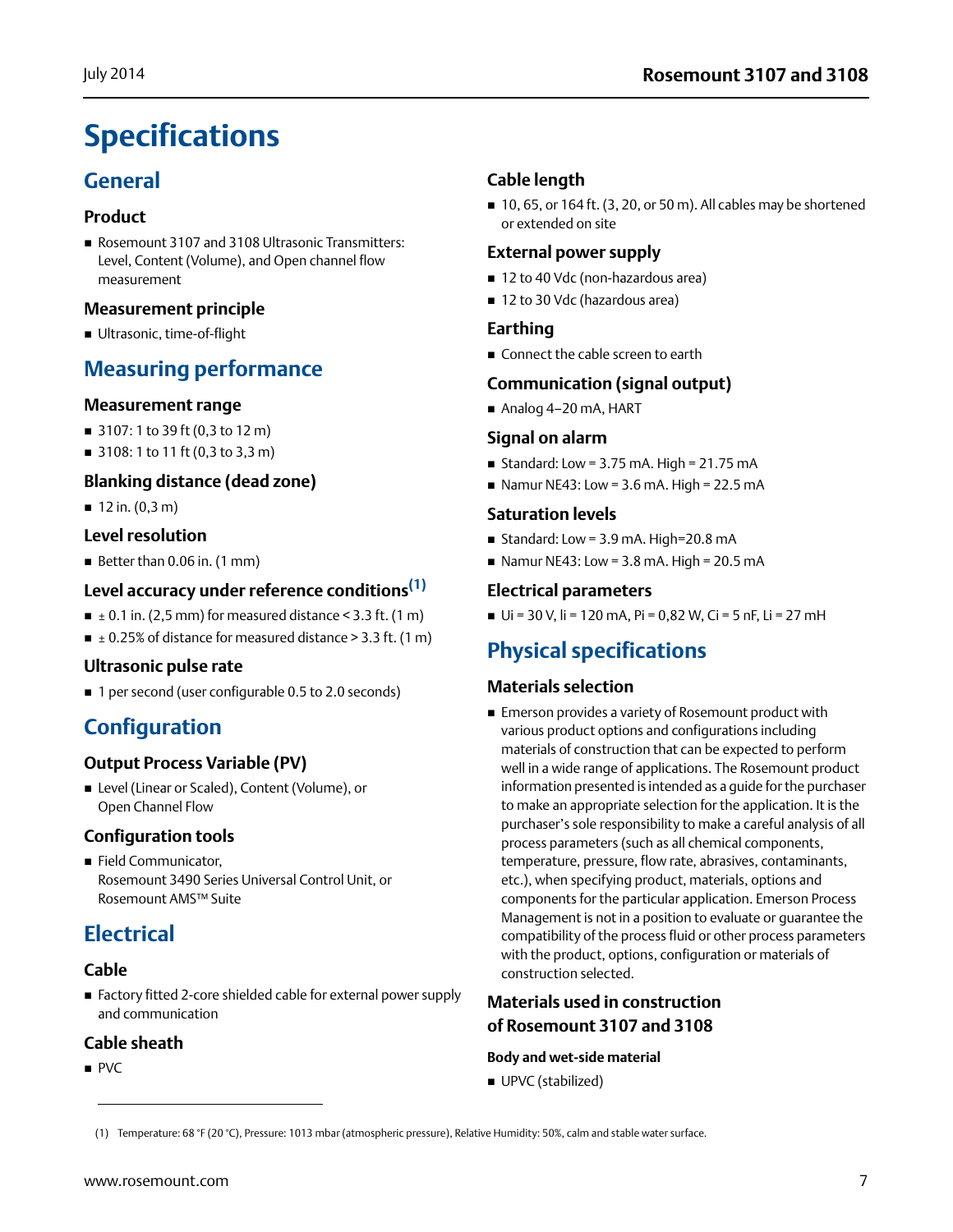# Specifications

## General

### Product

- Rosemount 3107 and 3108 Ultrasonic Transmitters: Level, Content (Volume), and Open channel flow measurement

### Measurement principle

- Ultrasonic, time-of-flight

## Measuring performance

### Measurement range

- 3107: 1 to 39 ft (0,3 to 12 m)
- 3108: 1 to 11 ft (0,3 to 3,3 m)

### Blanking distance (dead zone)

- 12 in. (0,3 m)

### Level resolution

- Better than 0.06 in. (1 mm)

### Level accuracy under reference conditions[1]

- ± 0.1 in. (2,5 mm) for measured distance < 3.3 ft. (1 m)
- ± 0.25% of distance for measured distance > 3.3 ft. (1 m)

### Ultrasonic pulse rate

- 1 per second (user configurable 0.5 to 2.0 seconds)

## Configuration

### Output Process Variable (PV)

- Level (Linear or Scaled), Content (Volume), or Open Channel Flow

### Configuration tools

- Field Communicator, Rosemount 3490 Series Universal Control Unit, or Rosemount AMS™ Suite

## Electrical

### Cable

- Factory fitted 2-core shielded cable for external power supply and communication

### Cable sheath

- PVC

### Cable length

- 10, 65, or 164 ft. (3, 20, or 50 m). All cables may be shortened or extended on site

### External power supply

- 12 to 40 Vdc (non-hazardous area)
- 12 to 30 Vdc (hazardous area)

### Earthing

- Connect the cable screen to earth

### Communication (signal output)

- Analog 4–20 mA, HART

### Signal on alarm

- Standard: Low = 3.75 mA. High = 21.75 mA
- Namur NE43: Low = 3.6 mA. High = 22.5 mA

### Saturation levels

- Standard: Low = 3.9 mA. High=20.8 mA
- Namur NE43: Low = 3.8 mA. High = 20.5 mA

### Electrical parameters

- Ui = 30 V, Ii = 120 mA, Pi = 0,82 W, Ci = 5 nF, Li = 27 mH

## Physical specifications

### Materials selection

- Emerson provides a variety of Rosemount product with various product options and configurations including materials of construction that can be expected to perform well in a wide range of applications. The Rosemount product information presented is intended as a guide for the purchaser to make an appropriate selection for the application. It is the purchaser's sole responsibility to make a careful analysis of all process parameters (such as all chemical components, temperature, pressure, flow rate, abrasives, contaminants, etc.), when specifying product, materials, options and components for the particular application. Emerson Process Management is not in a position to evaluate or guarantee the compatibility of the process fluid or other process parameters with the product, options, configuration or materials of construction selected.

### Materials used in construction of Rosemount 3107 and 3108

#### Body and wet-side material

- UPVC (stabilized)

---

(1) Temperature: 68 °F (20 °C), Pressure: 1013 mbar (atmospheric pressure), Relative Humidity: 50%, calm and stable water surface.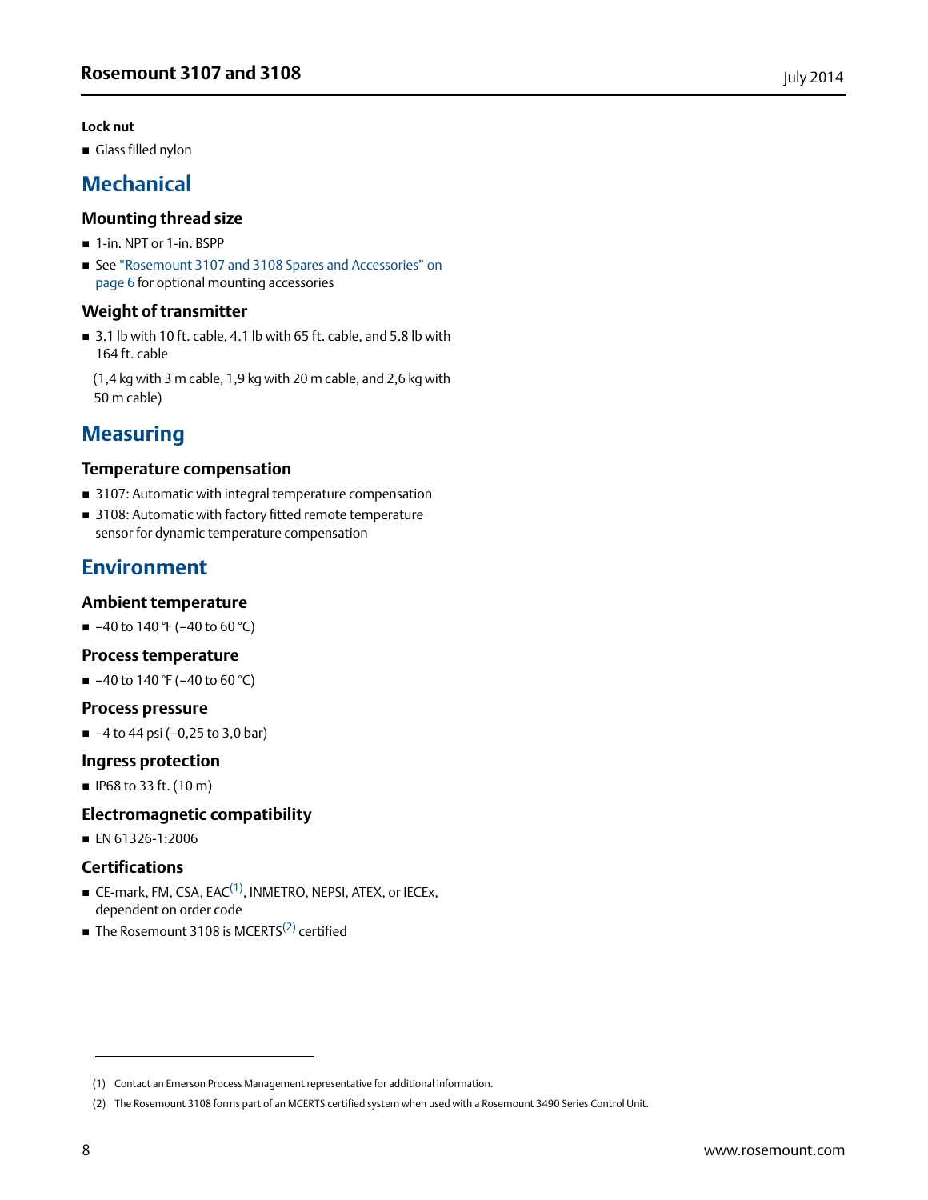**Lock nut**

- Glass filled nylon

## Mechanical

### Mounting thread size

- 1-in. NPT or 1-in. BSPP
- See "Rosemount 3107 and 3108 Spares and Accessories" on page 6 for optional mounting accessories

### Weight of transmitter

- 3.1 lb with 10 ft. cable, 4.1 lb with 65 ft. cable, and 5.8 lb with 164 ft. cable

  (1,4 kg with 3 m cable, 1,9 kg with 20 m cable, and 2,6 kg with 50 m cable)

## Measuring

### Temperature compensation

- 3107: Automatic with integral temperature compensation
- 3108: Automatic with factory fitted remote temperature sensor for dynamic temperature compensation

## Environment

### Ambient temperature

- –40 to 140 °F (–40 to 60 °C)

### Process temperature

- –40 to 140 °F (–40 to 60 °C)

### Process pressure

- –4 to 44 psi (–0,25 to 3,0 bar)

### Ingress protection

- IP68 to 33 ft. (10 m)

### Electromagnetic compatibility

- EN 61326-1:2006

### Certifications

- CE-mark, FM, CSA, EAC[1], INMETRO, NEPSI, ATEX, or IECEx, dependent on order code
- The Rosemount 3108 is MCERTS[2] certified

(1) Contact an Emerson Process Management representative for additional information.

(2) The Rosemount 3108 forms part of an MCERTS certified system when used with a Rosemount 3490 Series Control Unit.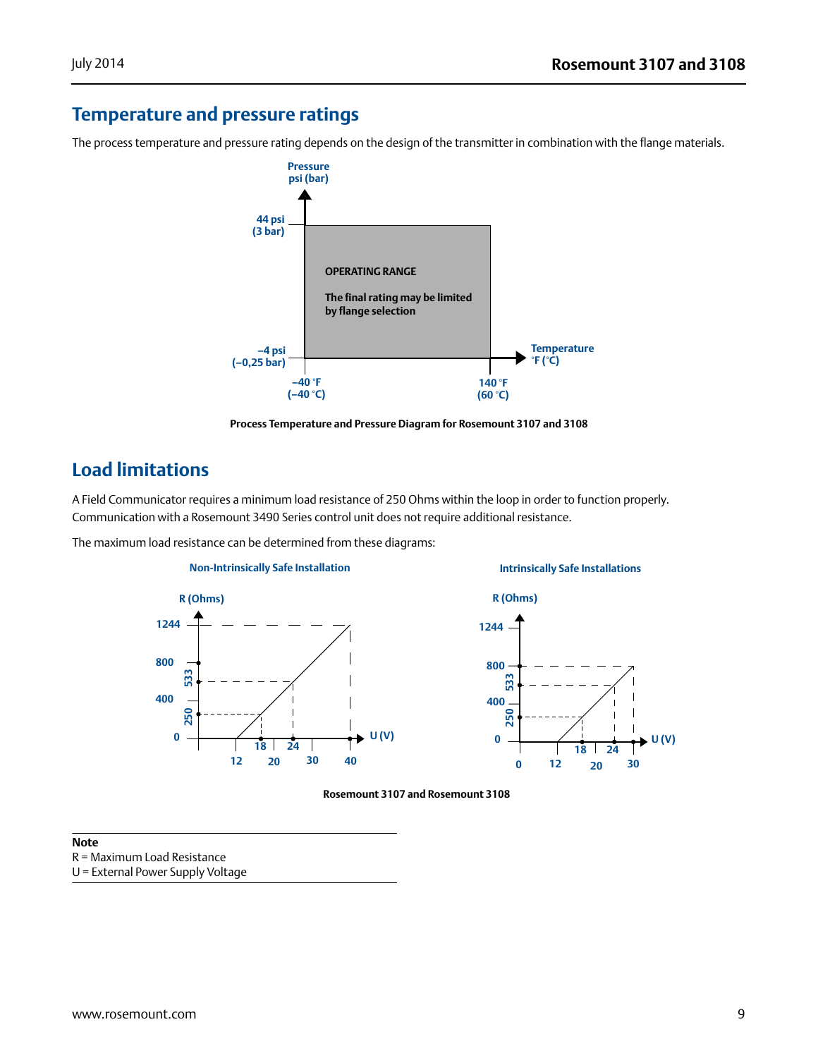## Temperature and pressure ratings

The process temperature and pressure rating depends on the design of the transmitter in combination with the flange materials.

Process Temperature and Pressure Diagram for Rosemount 3107 and 3108

## Load limitations

A Field Communicator requires a minimum load resistance of 250 Ohms within the loop in order to function properly. Communication with a Rosemount 3490 Series control unit does not require additional resistance.

The maximum load resistance can be determined from these diagrams:

Rosemount 3107 and Rosemount 3108

**Note**
R = Maximum Load Resistance
U = External Power Supply Voltage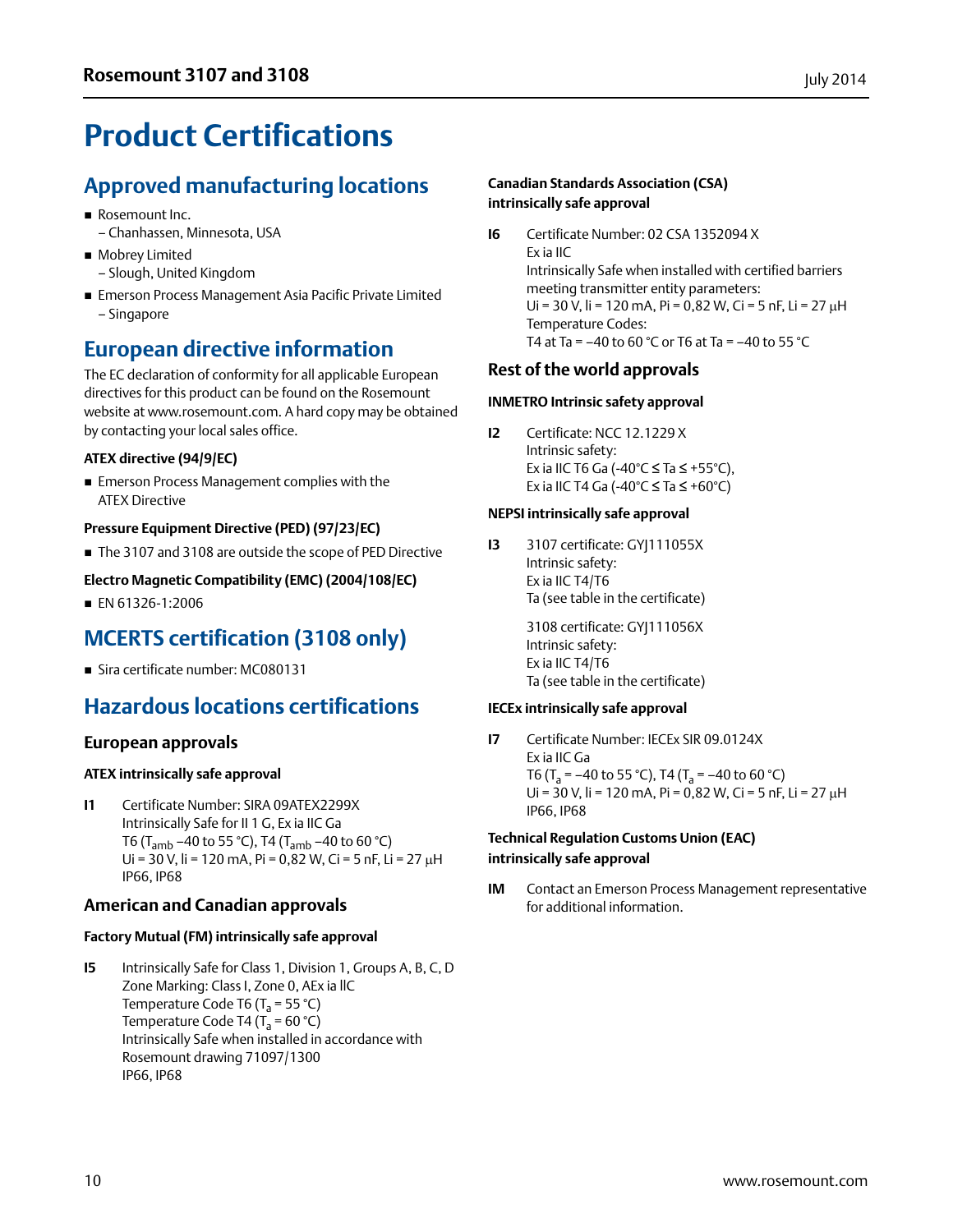# Product Certifications

## Approved manufacturing locations

- Rosemount Inc.
  – Chanhassen, Minnesota, USA
- Mobrey Limited
  – Slough, United Kingdom
- Emerson Process Management Asia Pacific Private Limited
  – Singapore

## European directive information

The EC declaration of conformity for all applicable European directives for this product can be found on the Rosemount website at www.rosemount.com. A hard copy may be obtained by contacting your local sales office.

#### ATEX directive (94/9/EC)

- Emerson Process Management complies with the ATEX Directive

#### Pressure Equipment Directive (PED) (97/23/EC)

- The 3107 and 3108 are outside the scope of PED Directive

#### Electro Magnetic Compatibility (EMC) (2004/108/EC)

- EN 61326-1:2006

## MCERTS certification (3108 only)

- Sira certificate number: MC080131

## Hazardous locations certifications

### European approvals

#### ATEX intrinsically safe approval

**I1** Certificate Number: SIRA 09ATEX2299X
Intrinsically Safe for II 1 G, Ex ia IIC Ga
T6 ($T_{amb}$ –40 to 55 °C), T4 ($T_{amb}$ –40 to 60 °C)
Ui = 30 V, Ii = 120 mA, Pi = 0,82 W, Ci = 5 nF, Li = 27 μH
IP66, IP68

### American and Canadian approvals

#### Factory Mutual (FM) intrinsically safe approval

**I5** Intrinsically Safe for Class 1, Division 1, Groups A, B, C, D
Zone Marking: Class I, Zone 0, AEx ia IIC
Temperature Code T6 ($T_a$ = 55 °C)
Temperature Code T4 ($T_a$ = 60 °C)
Intrinsically Safe when installed in accordance with Rosemount drawing 71097/1300
IP66, IP68

#### Canadian Standards Association (CSA) intrinsically safe approval

**I6** Certificate Number: 02 CSA 1352094 X
Ex ia IIC
Intrinsically Safe when installed with certified barriers meeting transmitter entity parameters:
Ui = 30 V, Ii = 120 mA, Pi = 0,82 W, Ci = 5 nF, Li = 27 μH
Temperature Codes:
T4 at Ta = –40 to 60 °C or T6 at Ta = –40 to 55 °C

### Rest of the world approvals

#### INMETRO Intrinsic safety approval

**I2** Certificate: NCC 12.1229 X
Intrinsic safety:
Ex ia IIC T6 Ga (-40°C ≤ Ta ≤ +55°C),
Ex ia IIC T4 Ga (-40°C ≤ Ta ≤ +60°C)

#### NEPSI intrinsically safe approval

**I3** 3107 certificate: GYJ111055X
Intrinsic safety:
Ex ia IIC T4/T6
Ta (see table in the certificate)

3108 certificate: GYJ111056X
Intrinsic safety:
Ex ia IIC T4/T6
Ta (see table in the certificate)

#### IECEx intrinsically safe approval

**I7** Certificate Number: IECEx SIR 09.0124X
Ex ia IIC Ga
T6 ($T_a$ = –40 to 55 °C), T4 ($T_a$ = –40 to 60 °C)
Ui = 30 V, Ii = 120 mA, Pi = 0,82 W, Ci = 5 nF, Li = 27 μH
IP66, IP68

#### Technical Regulation Customs Union (EAC) intrinsically safe approval

**IM** Contact an Emerson Process Management representative for additional information.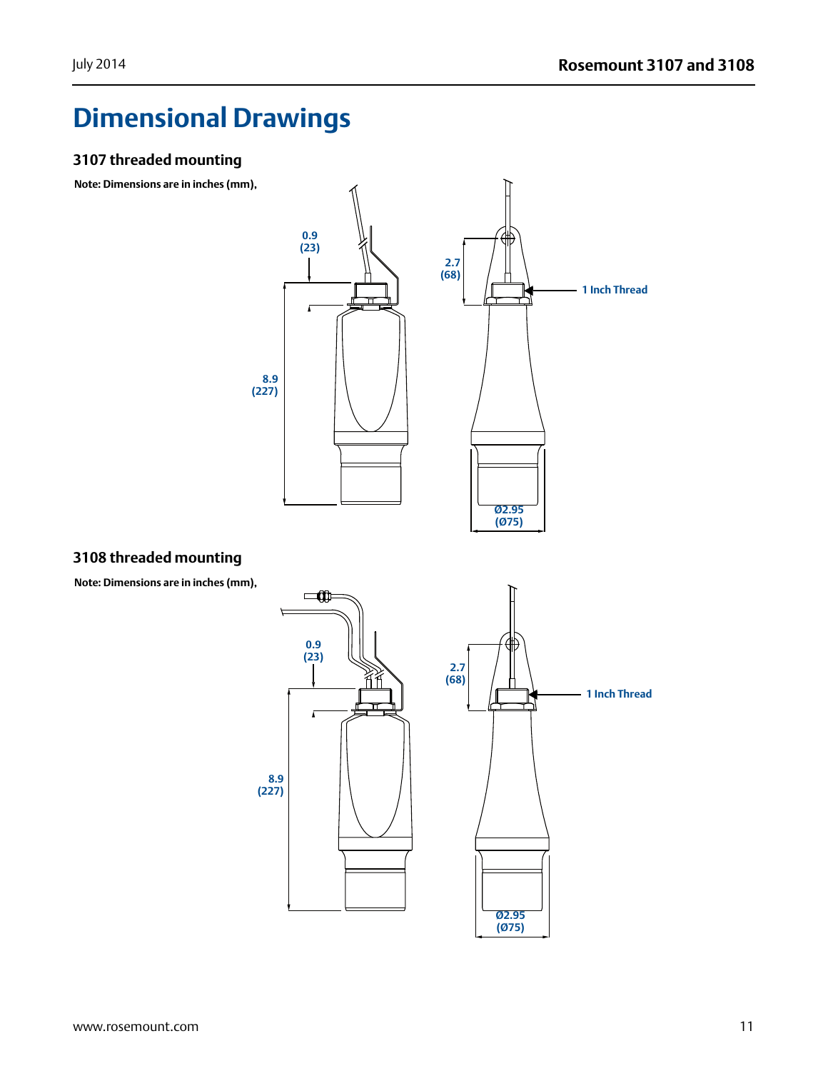# Dimensional Drawings

### 3107 threaded mounting

**Note: Dimensions are in inches (mm),**

0.9
(23)

2.7
(68)

1 Inch Thread

8.9
(227)

Ø2.95
(Ø75)

### 3108 threaded mounting

**Note: Dimensions are in inches (mm),**

0.9
(23)

2.7
(68)

1 Inch Thread

8.9
(227)

Ø2.95
(Ø75)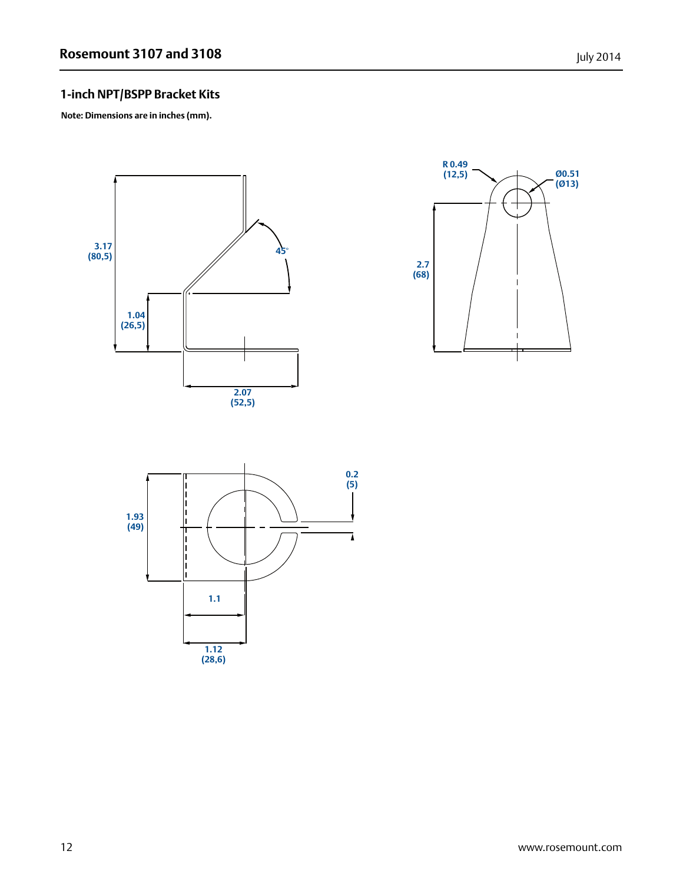## 1-inch NPT/BSPP Bracket Kits

**Note: Dimensions are in inches (mm).**

3.17 (80,5)

1.04 (26,5)

45°

2.07 (52,5)

R 0.49 (12,5)

Ø0.51 (Ø13)

2.7 (68)

1.93 (49)

0.2 (5)

1.1

1.12 (28,6)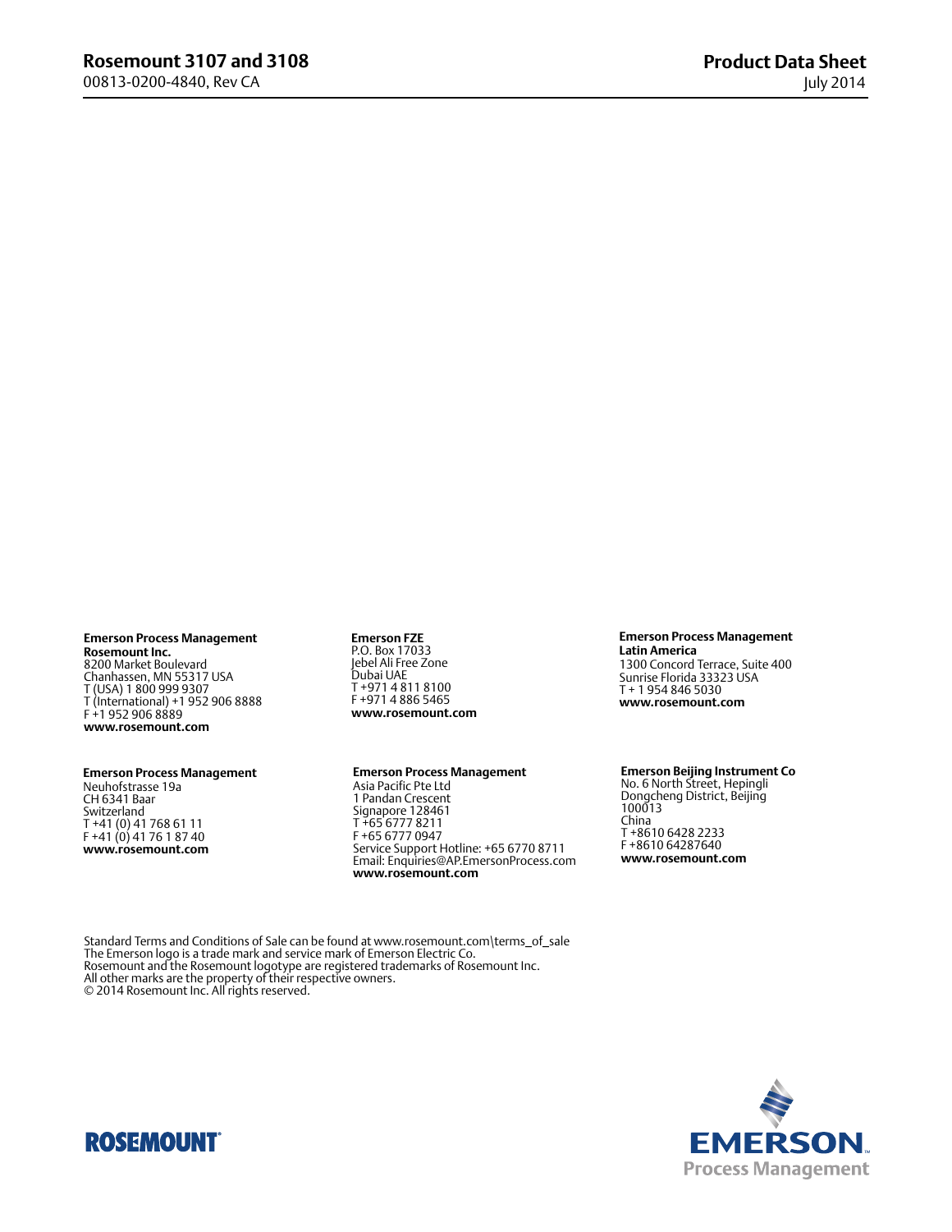**Emerson Process Management**
**Rosemount Inc.**
8200 Market Boulevard
Chanhassen, MN 55317 USA
T (USA) 1 800 999 9307
T (International) +1 952 906 8888
F +1 952 906 8889
**www.rosemount.com**

**Emerson FZE**
P.O. Box 17033
Jebel Ali Free Zone
Dubai UAE
T +971 4 811 8100
F +971 4 886 5465
**www.rosemount.com**

**Emerson Process Management**
**Latin America**
1300 Concord Terrace, Suite 400
Sunrise Florida 33323 USA
T + 1 954 846 5030
**www.rosemount.com**

**Emerson Process Management**
Neuhofstrasse 19a
CH 6341 Baar
Switzerland
T +41 (0) 41 768 61 11
F +41 (0) 41 76 1 87 40
**www.rosemount.com**

**Emerson Process Management**
Asia Pacific Pte Ltd
1 Pandan Crescent
Signapore 128461
T +65 6777 8211
F +65 6777 0947
Service Support Hotline: +65 6770 8711
Email: Enquiries@AP.EmersonProcess.com
**www.rosemount.com**

**Emerson Beijing Instrument Co**
No. 6 North Street, Hepingli
Dongcheng District, Beijing
100013
China
T +8610 6428 2233
F +8610 64287640
**www.rosemount.com**

Standard Terms and Conditions of Sale can be found at www.rosemount.com\terms_of_sale
The Emerson logo is a trade mark and service mark of Emerson Electric Co.
Rosemount and the Rosemount logotype are registered trademarks of Rosemount Inc.
All other marks are the property of their respective owners.
© 2014 Rosemount Inc. All rights reserved.

ROSEMOUNT

EMERSON
Process Management